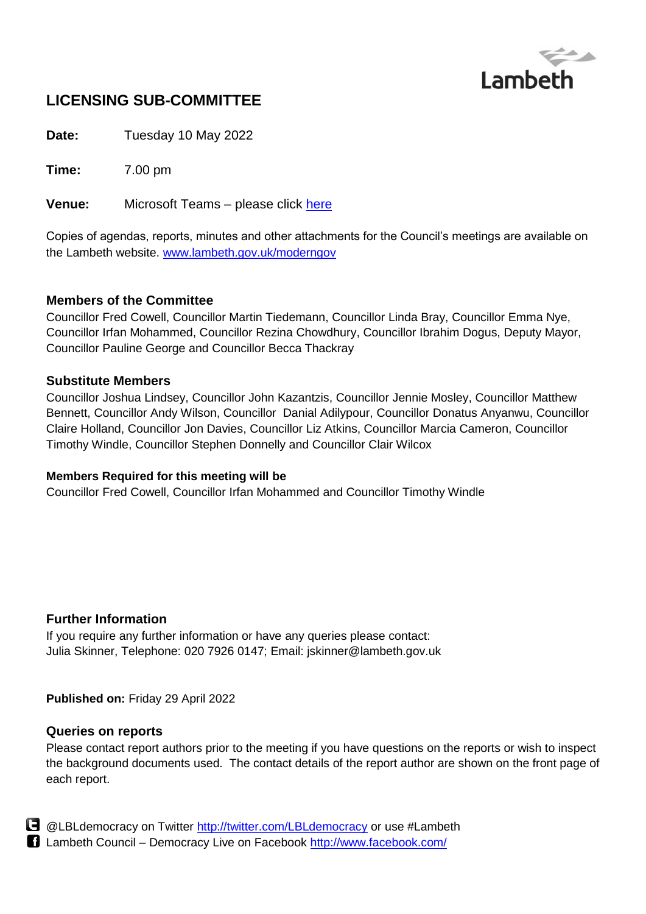Lambeth

# LICENSING SUB-COMMITTEE

**Date:** Tuesday 10 May 2022

**Time:** 7.00 pm

**Venue:** Microsoft Teams – please click [here]()

Copies of agendas, reports, minutes and other attachments for the Council's meetings are available on the Lambeth website. [www.lambeth.gov.uk/moderngov](http://www.lambeth.gov.uk/moderngov)

## Members of the Committee

Councillor Fred Cowell, Councillor Martin Tiedemann, Councillor Linda Bray, Councillor Emma Nye, Councillor Irfan Mohammed, Councillor Rezina Chowdhury, Councillor Ibrahim Dogus, Deputy Mayor, Councillor Pauline George and Councillor Becca Thackray

## Substitute Members

Councillor Joshua Lindsey, Councillor John Kazantzis, Councillor Jennie Mosley, Councillor Matthew Bennett, Councillor Andy Wilson, Councillor Danial Adilypour, Councillor Donatus Anyanwu, Councillor Claire Holland, Councillor Jon Davies, Councillor Liz Atkins, Councillor Marcia Cameron, Councillor Timothy Windle, Councillor Stephen Donnelly and Councillor Clair Wilcox

### Members Required for this meeting will be

Councillor Fred Cowell, Councillor Irfan Mohammed and Councillor Timothy Windle

## Further Information

If you require any further information or have any queries please contact:
Julia Skinner, Telephone: 020 7926 0147; Email: jskinner@lambeth.gov.uk

**Published on:** Friday 29 April 2022

## Queries on reports

Please contact report authors prior to the meeting if you have questions on the reports or wish to inspect the background documents used. The contact details of the report author are shown on the front page of each report.

@LBLdemocracy on Twitter [http://twitter.com/LBLdemocracy](http://twitter.com/LBLdemocracy) or use #Lambeth
Lambeth Council – Democracy Live on Facebook [http://www.facebook.com/](http://www.facebook.com/)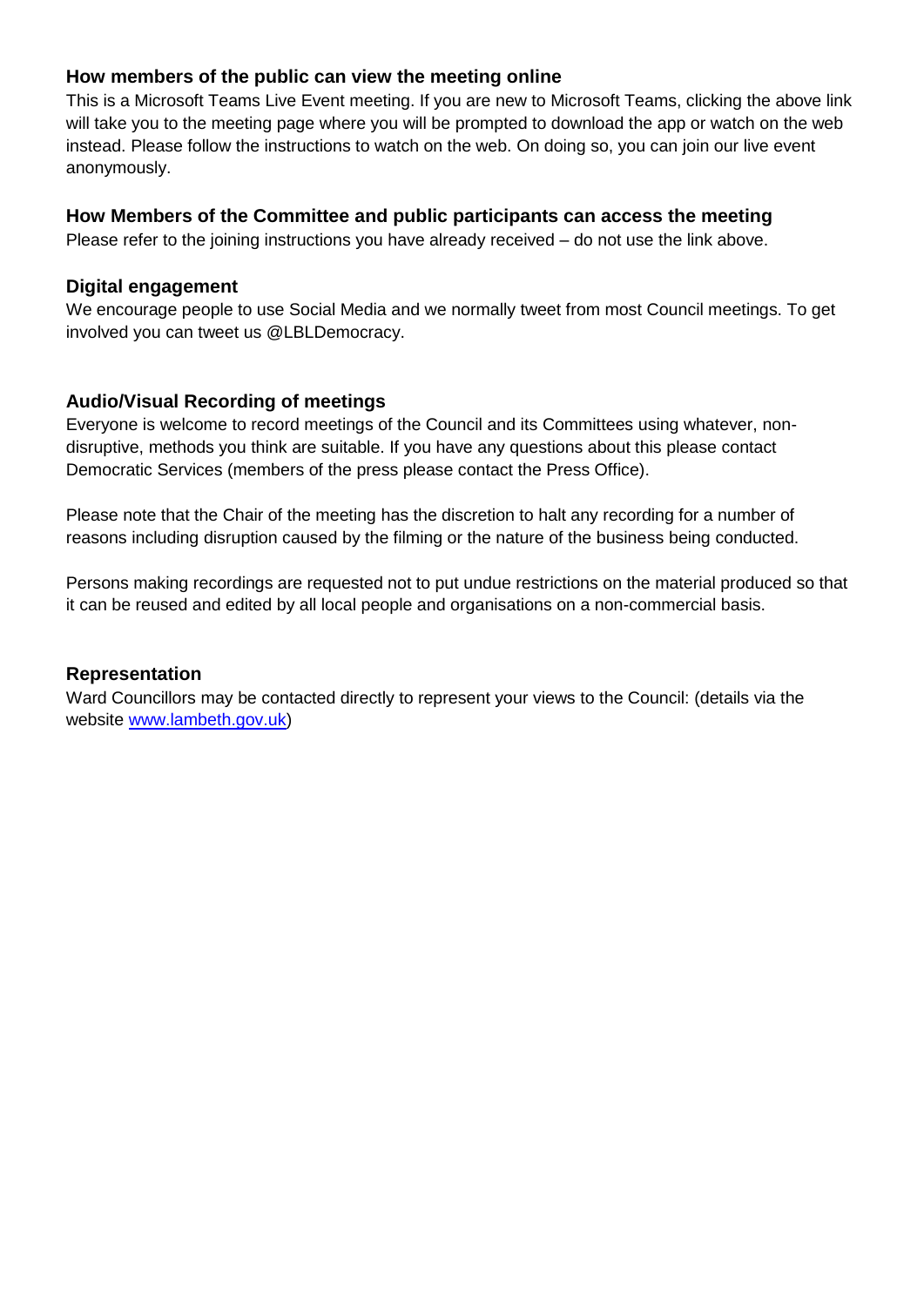### How members of the public can view the meeting online

This is a Microsoft Teams Live Event meeting. If you are new to Microsoft Teams, clicking the above link will take you to the meeting page where you will be prompted to download the app or watch on the web instead. Please follow the instructions to watch on the web. On doing so, you can join our live event anonymously.

### How Members of the Committee and public participants can access the meeting

Please refer to the joining instructions you have already received – do not use the link above.

### Digital engagement

We encourage people to use Social Media and we normally tweet from most Council meetings. To get involved you can tweet us @LBLDemocracy.

### Audio/Visual Recording of meetings

Everyone is welcome to record meetings of the Council and its Committees using whatever, non-disruptive, methods you think are suitable. If you have any questions about this please contact Democratic Services (members of the press please contact the Press Office).

Please note that the Chair of the meeting has the discretion to halt any recording for a number of reasons including disruption caused by the filming or the nature of the business being conducted.

Persons making recordings are requested not to put undue restrictions on the material produced so that it can be reused and edited by all local people and organisations on a non-commercial basis.

### Representation

Ward Councillors may be contacted directly to represent your views to the Council: (details via the website [www.lambeth.gov.uk](http://www.lambeth.gov.uk))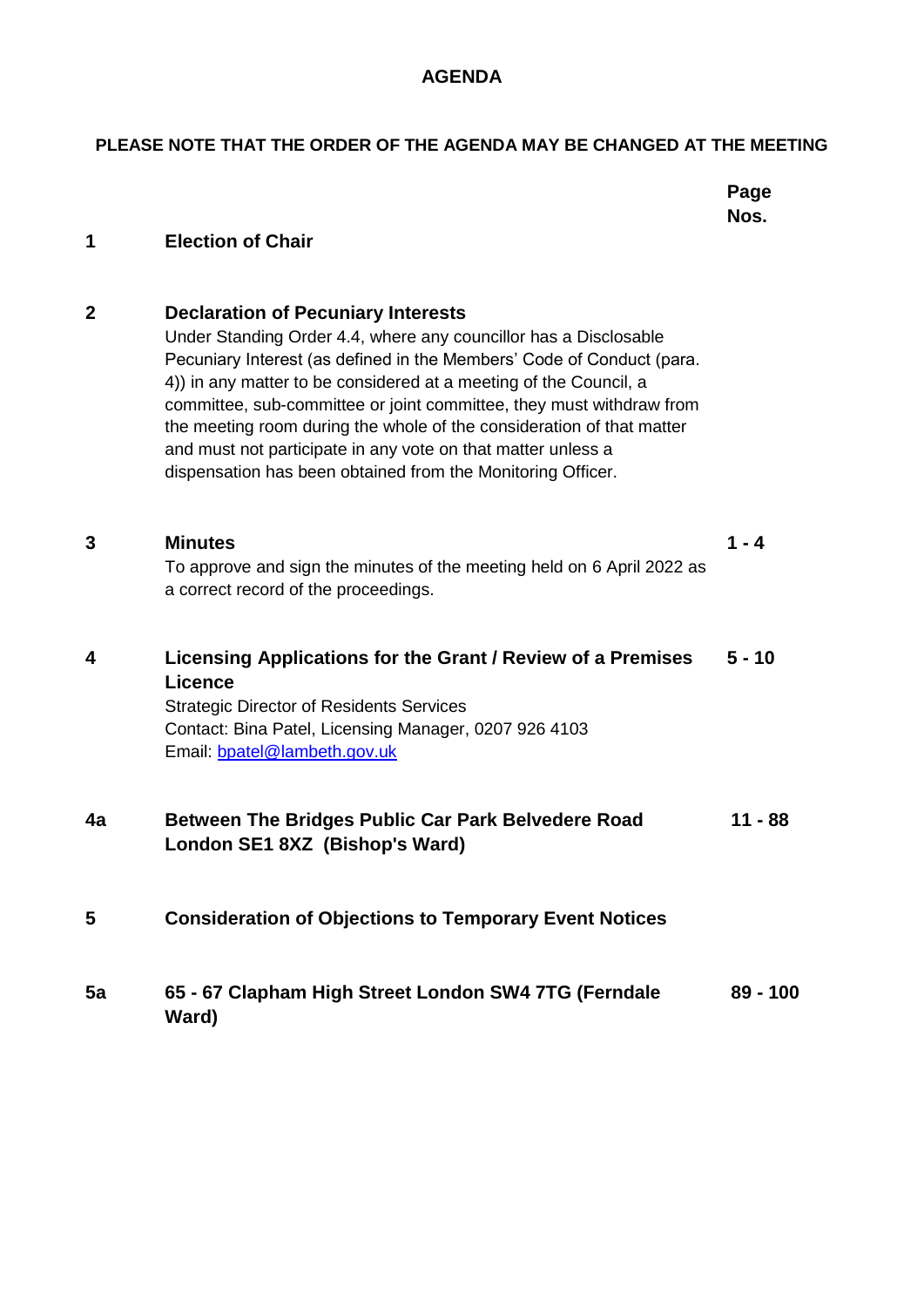# AGENDA

**PLEASE NOTE THAT THE ORDER OF THE AGENDA MAY BE CHANGED AT THE MEETING**

| | | Page Nos. |
|---|---|---|
| **1** | **Election of Chair** | |
| **2** | **Declaration of Pecuniary Interests**<br>Under Standing Order 4.4, where any councillor has a Disclosable Pecuniary Interest (as defined in the Members' Code of Conduct (para. 4)) in any matter to be considered at a meeting of the Council, a committee, sub-committee or joint committee, they must withdraw from the meeting room during the whole of the consideration of that matter and must not participate in any vote on that matter unless a dispensation has been obtained from the Monitoring Officer. | |
| **3** | **Minutes**<br>To approve and sign the minutes of the meeting held on 6 April 2022 as a correct record of the proceedings. | **1 - 4** |
| **4** | **Licensing Applications for the Grant / Review of a Premises Licence**<br>Strategic Director of Residents Services<br>Contact: Bina Patel, Licensing Manager, 0207 926 4103<br>Email: [bpatel@lambeth.gov.uk](mailto:bpatel@lambeth.gov.uk) | **5 - 10** |
| **4a** | **Between The Bridges Public Car Park Belvedere Road London SE1 8XZ (Bishop's Ward)** | **11 - 88** |
| **5** | **Consideration of Objections to Temporary Event Notices** | |
| **5a** | **65 - 67 Clapham High Street London SW4 7TG (Ferndale Ward)** | **89 - 100** |